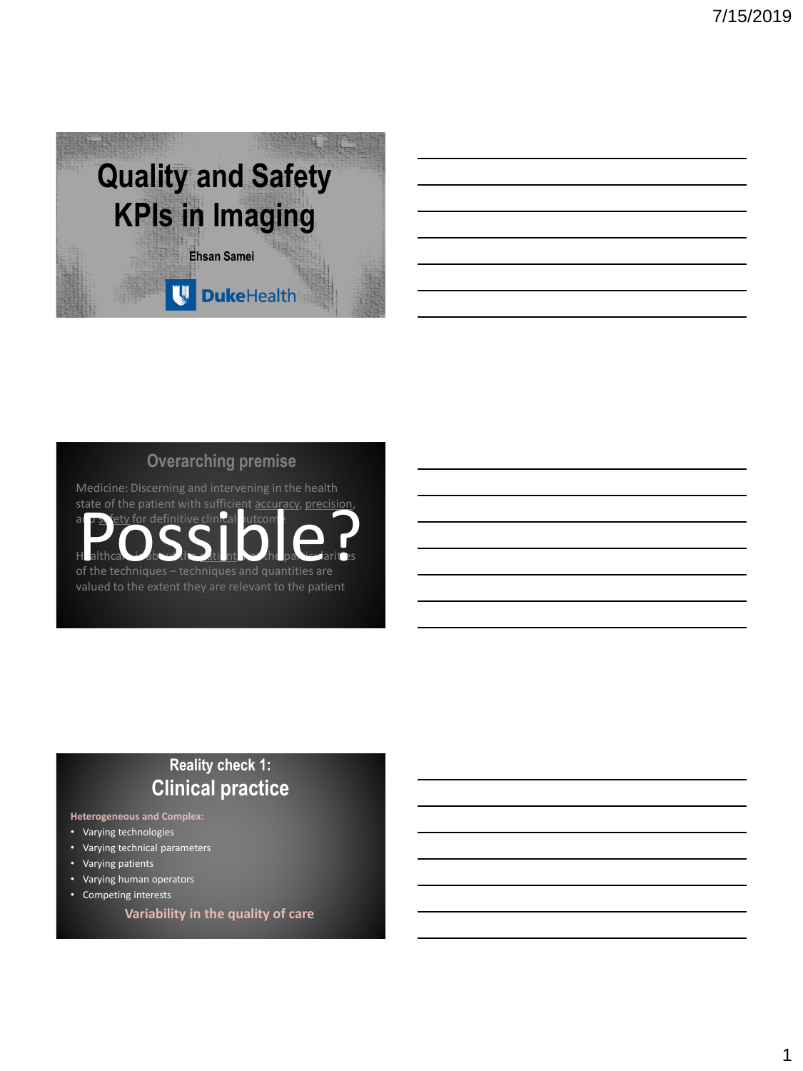# Quality and Safety KPIs in Imaging

**Ehsan Samei**

DukeHealth

## Overarching premise

Medicine: Discerning and intervening in the health state of the patient with sufficient accuracy, precision, and safety for definitive clinical outcome

**Possible?**

Healthcare is about the patient, not the particularities of the techniques – techniques and quantities are valued to the extent they are relevant to the patient

## Reality check 1: Clinical practice

**Heterogeneous and Complex:**

- Varying technologies
- Varying technical parameters
- Varying patients
- Varying human operators
- Competing interests

**Variability in the quality of care**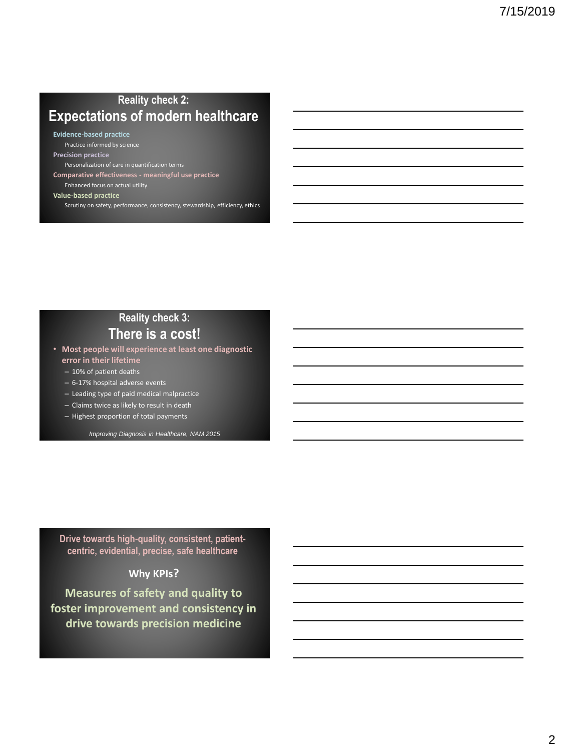## Reality check 2:
## Expectations of modern healthcare

**Evidence-based practice**
Practice informed by science

**Precision practice**
Personalization of care in quantification terms

**Comparative effectiveness - meaningful use practice**
Enhanced focus on actual utility

**Value-based practice**
Scrutiny on safety, performance, consistency, stewardship, efficiency, ethics

## Reality check 3:
## There is a cost!

- **Most people will experience at least one diagnostic error in their lifetime**
  - 10% of patient deaths
  - 6-17% hospital adverse events
  - Leading type of paid medical malpractice
  - Claims twice as likely to result in death
  - Highest proportion of total payments

*Improving Diagnosis in Healthcare, NAM 2015*

**Drive towards high-quality, consistent, patient-centric, evidential, precise, safe healthcare**

**Why KPIs?**

**Measures of safety and quality to foster improvement and consistency in drive towards precision medicine**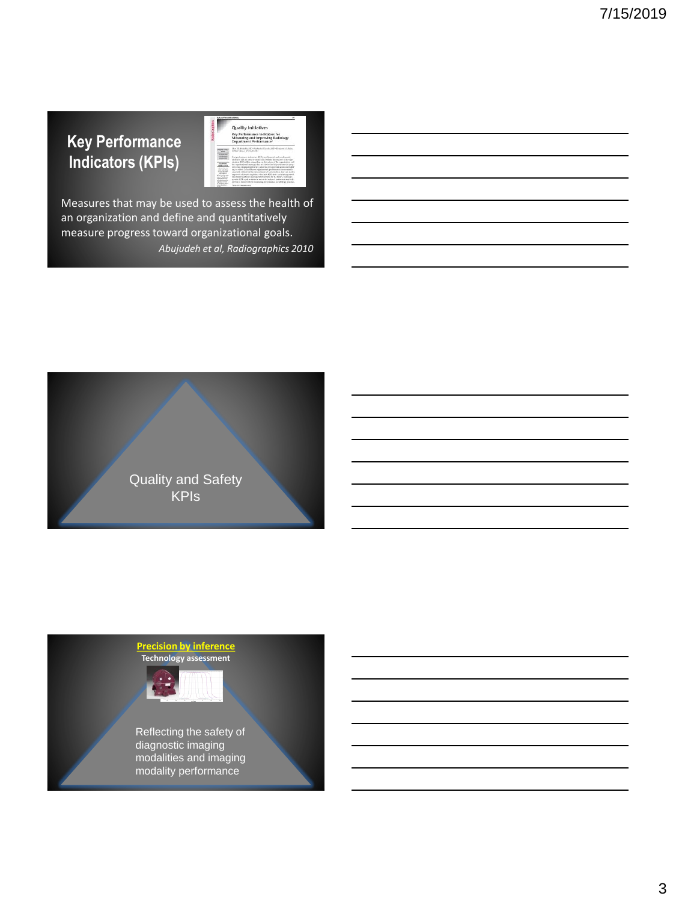## Key Performance Indicators (KPIs)

Measures that may be used to assess the health of an organization and define and quantitatively measure progress toward organizational goals.

*Abujudeh et al, Radiographics 2010*

---

Quality and Safety KPIs

---

**Precision by inference**

**Technology assessment**

Reflecting the safety of diagnostic imaging modalities and imaging modality performance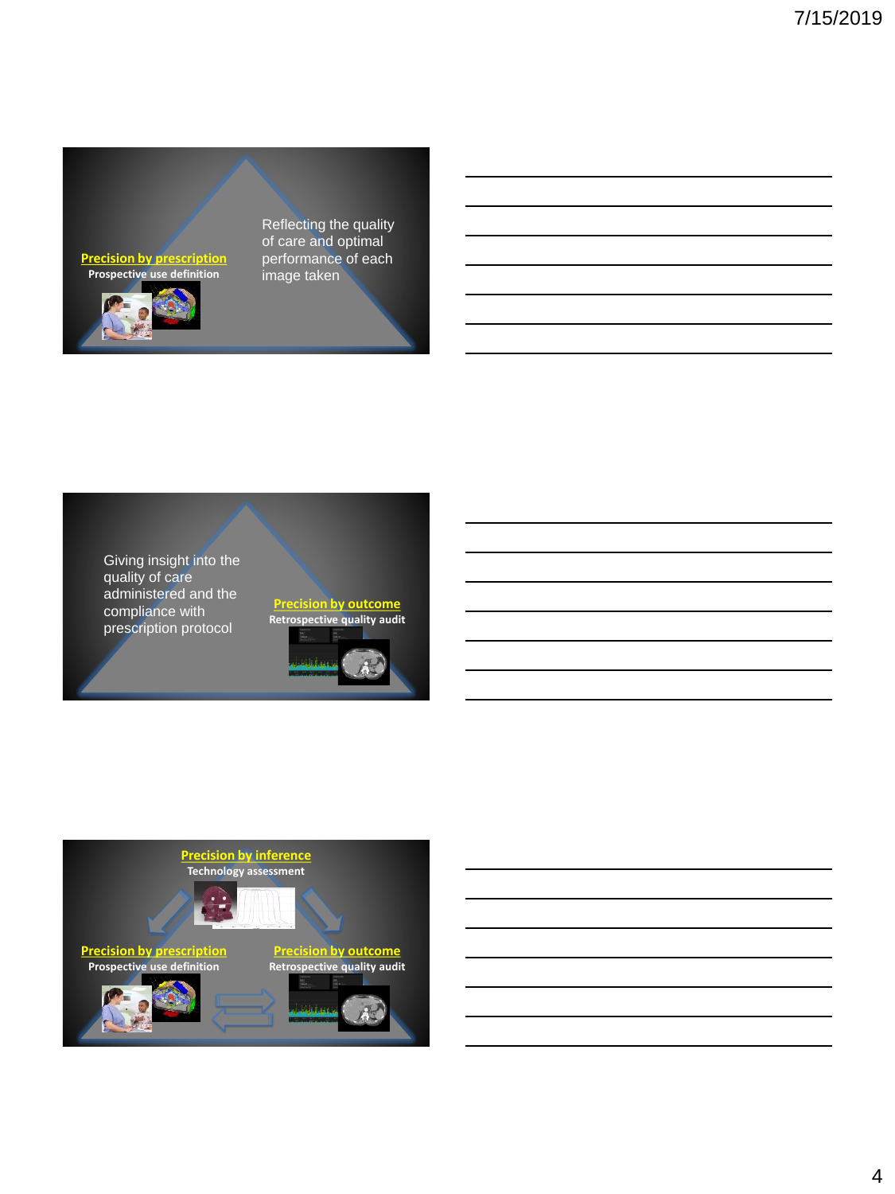Precision by prescription

Prospective use definition

Reflecting the quality of care and optimal performance of each image taken

Giving insight into the quality of care administered and the compliance with prescription protocol

Precision by outcome

Retrospective quality audit

Precision by inference

Technology assessment

Precision by prescription

Prospective use definition

Precision by outcome

Retrospective quality audit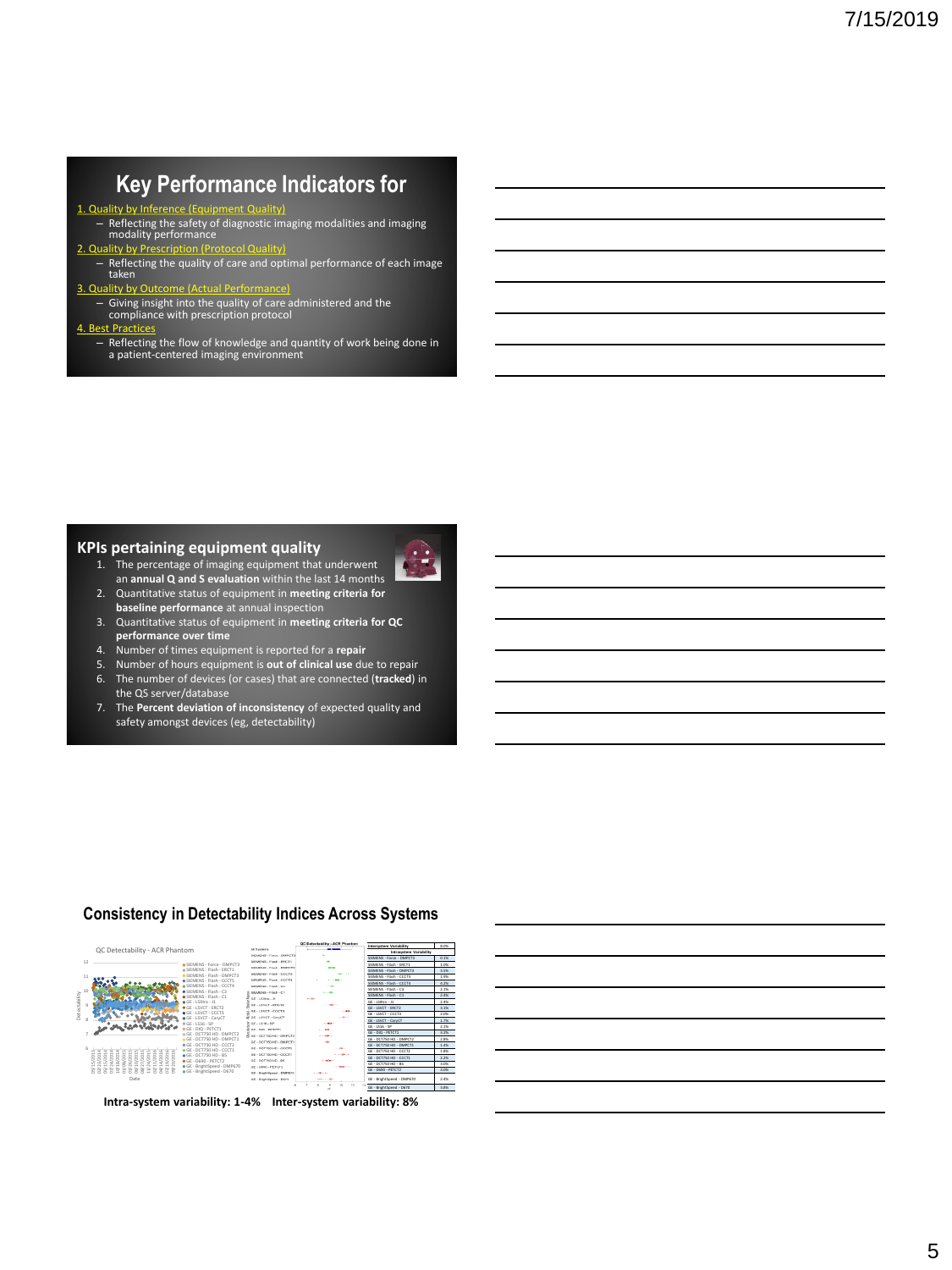## Key Performance Indicators for

1. Quality by Inference (Equipment Quality)
   - Reflecting the safety of diagnostic imaging modalities and imaging modality performance
2. Quality by Prescription (Protocol Quality)
   - Reflecting the quality of care and optimal performance of each image taken
3. Quality by Outcome (Actual Performance)
   - Giving insight into the quality of care administered and the compliance with prescription protocol
4. Best Practices
   - Reflecting the flow of knowledge and quantity of work being done in a patient-centered imaging environment

## KPIs pertaining equipment quality

1. The percentage of imaging equipment that underwent an **annual Q and S evaluation** within the last 14 months
2. Quantitative status of equipment in **meeting criteria for baseline performance** at annual inspection
3. Quantitative status of equipment in **meeting criteria for QC performance over time**
4. Number of times equipment is reported for a **repair**
5. Number of hours equipment is **out of clinical use** due to repair
6. The number of devices (or cases) that are connected (**tracked**) in the QS server/database
7. The **Percent deviation of inconsistency** of expected quality and safety amongst devices (eg, detectability)

## Consistency in Detectability Indices Across Systems

**Intra-system variability: 1-4%   Inter-system variability: 8%**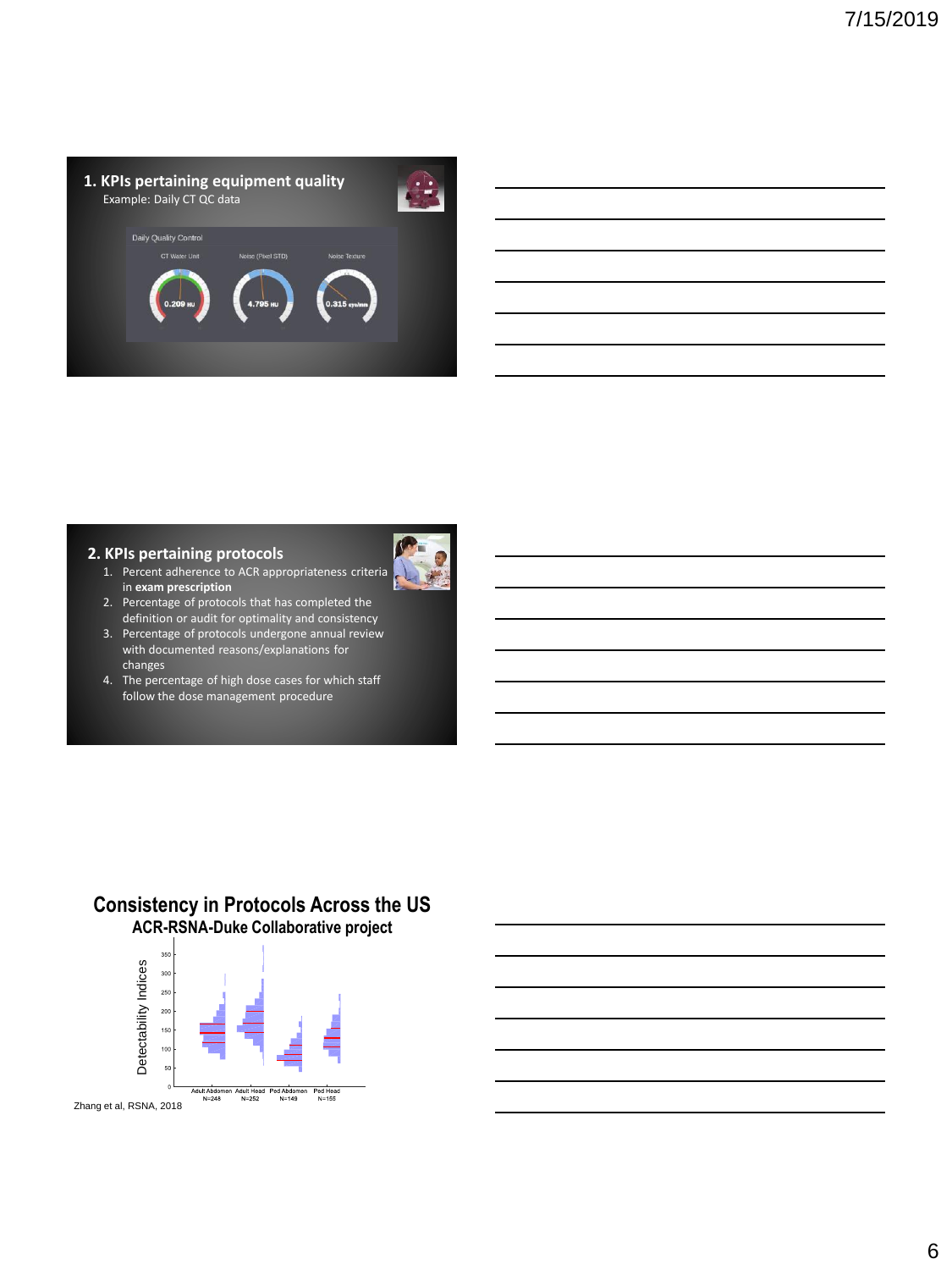## 1. KPIs pertaining equipment quality

Example: Daily CT QC data

Daily Quality Control

CT Water Unit — 0.209 HU

Noise (Pixel STD) — 4.795 HU

Noise Texture — 0.315 cy/mm

## 2. KPIs pertaining protocols

1. Percent adherence to ACR appropriateness criteria in **exam prescription**
2. Percentage of protocols that has completed the definition or audit for optimality and consistency
3. Percentage of protocols undergone annual review with documented reasons/explanations for changes
4. The percentage of high dose cases for which staff follow the dose management procedure

## Consistency in Protocols Across the US

### ACR-RSNA-Duke Collaborative project

Detectability Indices

Adult Abdomen N=248 | Adult Head N=252 | Ped Abdomen N=149 | Ped Head N=155

Zhang et al, RSNA, 2018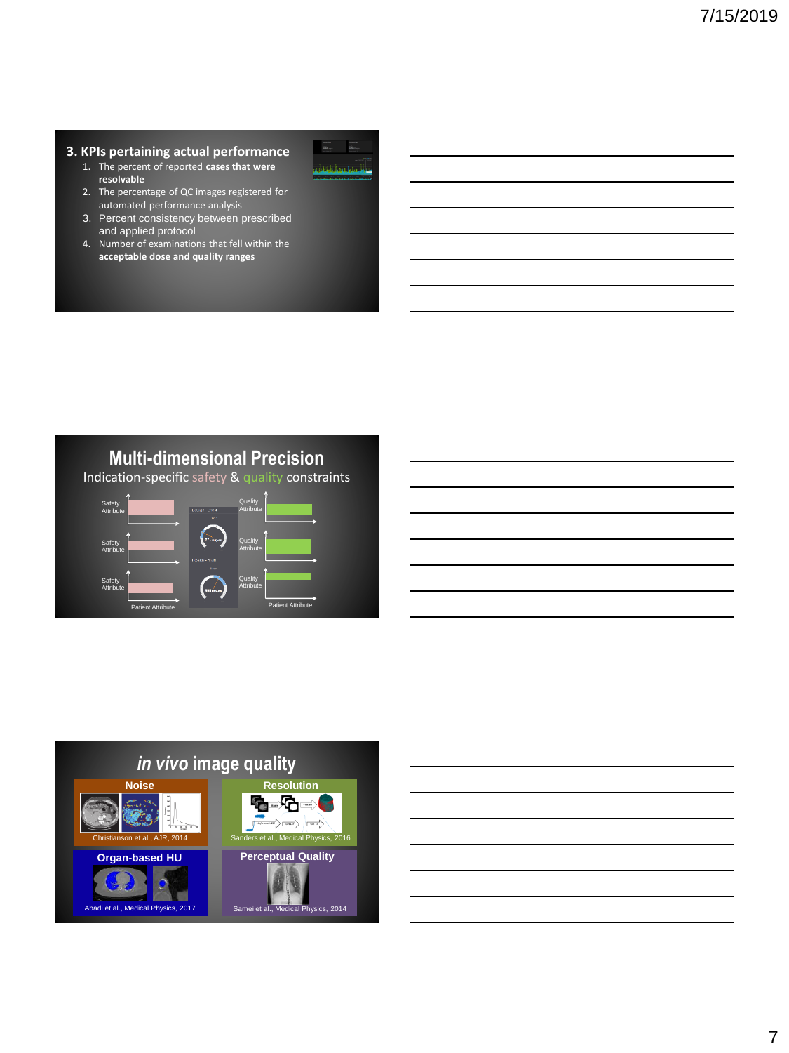## 3. KPIs pertaining actual performance

1. The percent of reported **cases that were resolvable**
2. The percentage of QC images registered for automated performance analysis
3. Percent consistency between prescribed and applied protocol
4. Number of examinations that fell within the **acceptable dose and quality ranges**

## Multi-dimensional Precision

Indication-specific safety & quality constraints

Safety Attribute

Safety Attribute

Safety Attribute

Patient Attribute

Quality Attribute

Quality Attribute

Quality Attribute

Patient Attribute

## *in vivo* image quality

**Noise**

Christianson et al., AJR, 2014

**Resolution**

Sanders et al., Medical Physics, 2016

**Organ-based HU**

Abadi et al., Medical Physics, 2017

**Perceptual Quality**

Samei et al., Medical Physics, 2014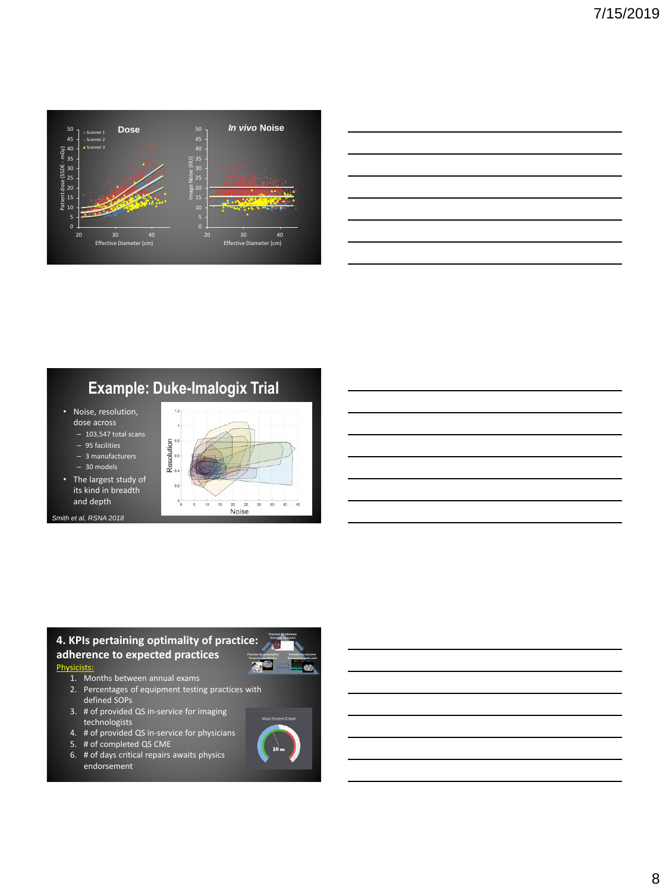**Dose**

Scanner 1
Scanner 2
Scanner 3

Patient dose (SSDE - mGy)

Effective Diameter (cm)

***In vivo* Noise**

Image Noise (HU)

Effective Diameter (cm)

## Example: Duke-Imalogix Trial

- Noise, resolution, dose across
  - 103,547 total scans
  - 95 facilities
  - 3 manufacturers
  - 30 models
- The largest study of its kind in breadth and depth

Resolution

Noise

*Smith et al, RSNA 2018*

## 4. KPIs pertaining optimality of practice: adherence to expected practices

Physicists:

1. Months between annual exams
2. Percentages of equipment testing practices with defined SOPs
3. # of provided QS in-service for imaging technologists
4. # of provided QS in-service for physicians
5. # of completed QS CME
6. # of days critical repairs awaits physics endorsement

Most Recent Check

10 mo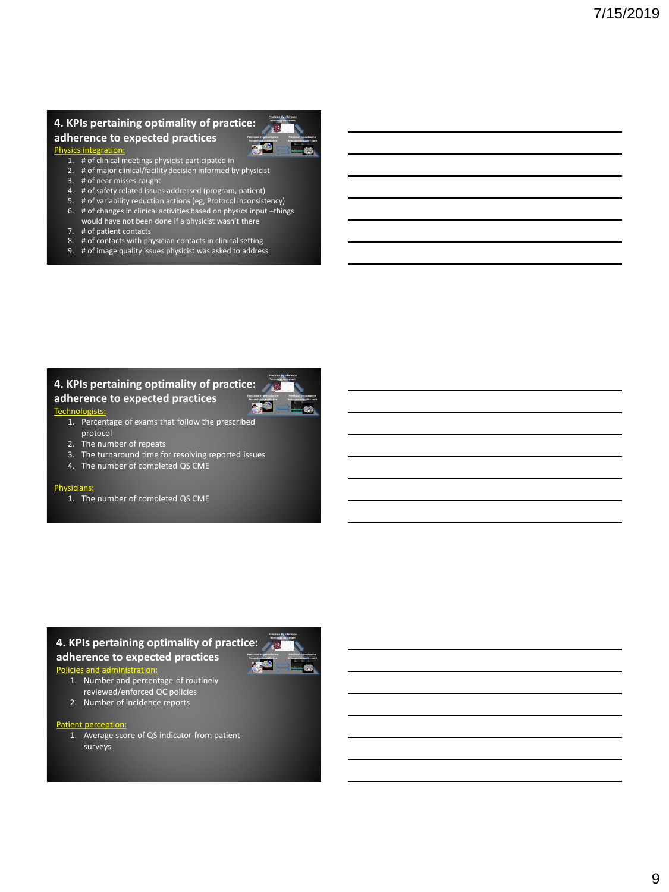## 4. KPIs pertaining optimality of practice: adherence to expected practices

Physics integration:

1. # of clinical meetings physicist participated in
2. # of major clinical/facility decision informed by physicist
3. # of near misses caught
4. # of safety related issues addressed (program, patient)
5. # of variability reduction actions (eg, Protocol inconsistency)
6. # of changes in clinical activities based on physics input –things would have not been done if a physicist wasn't there
7. # of patient contacts
8. # of contacts with physician contacts in clinical setting
9. # of image quality issues physicist was asked to address

## 4. KPIs pertaining optimality of practice: adherence to expected practices

Technologists:

1. Percentage of exams that follow the prescribed protocol
2. The number of repeats
3. The turnaround time for resolving reported issues
4. The number of completed QS CME

Physicians:

1. The number of completed QS CME

## 4. KPIs pertaining optimality of practice: adherence to expected practices

Policies and administration:

1. Number and percentage of routinely reviewed/enforced QC policies
2. Number of incidence reports

Patient perception:

1. Average score of QS indicator from patient surveys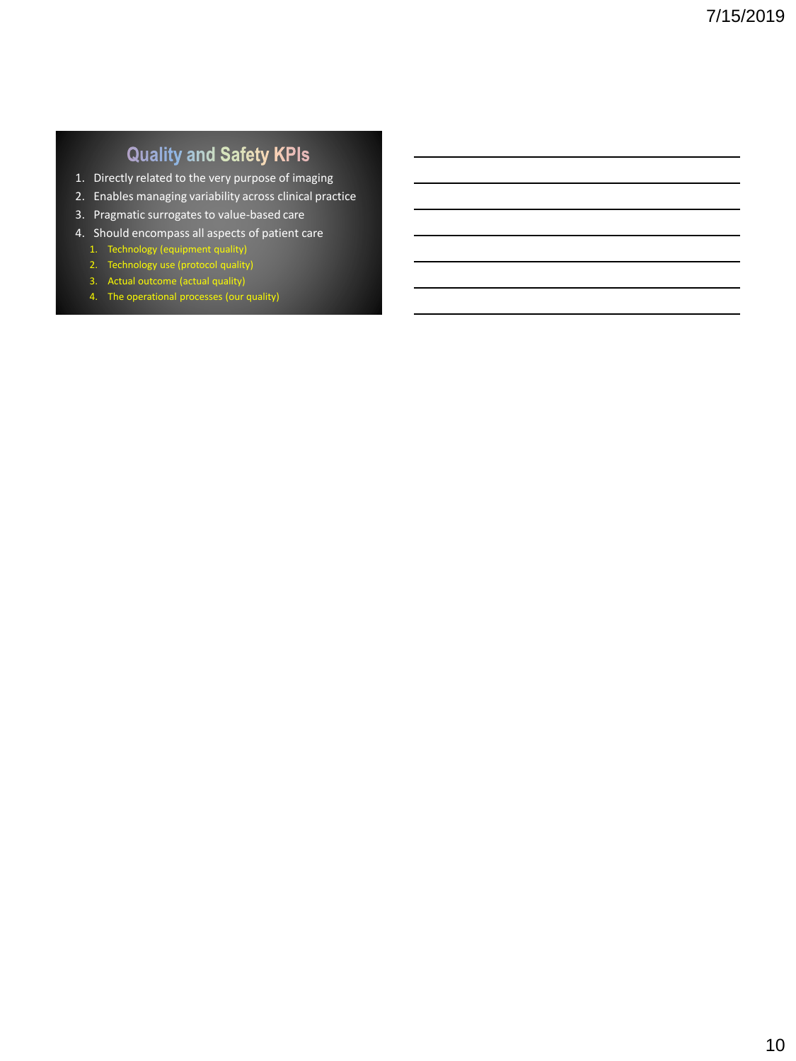## Quality and Safety KPIs

1. Directly related to the very purpose of imaging
2. Enables managing variability across clinical practice
3. Pragmatic surrogates to value-based care
4. Should encompass all aspects of patient care
   1. Technology (equipment quality)
   2. Technology use (protocol quality)
   3. Actual outcome (actual quality)
   4. The operational processes (our quality)